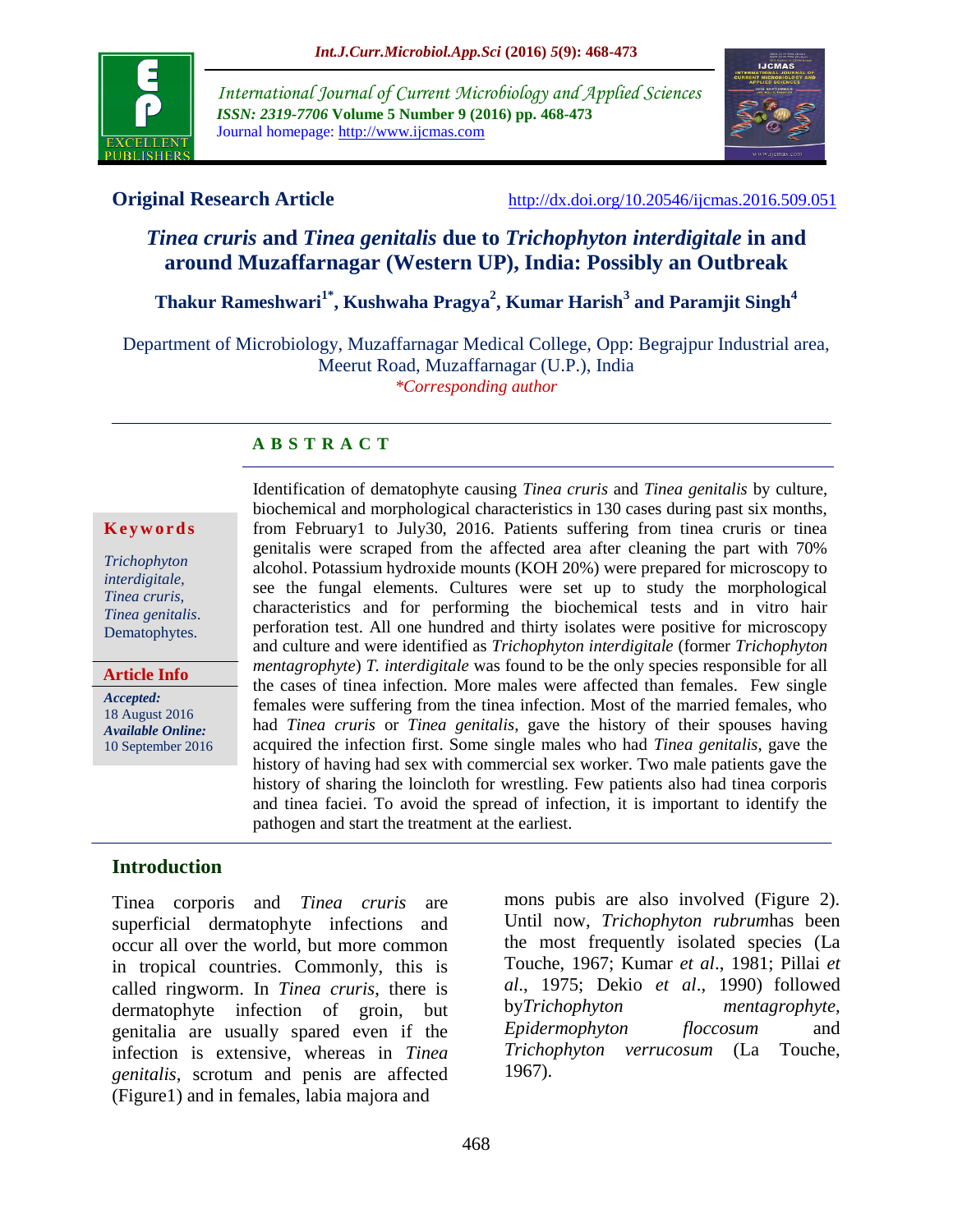**Original Research Article** http://dx.doi.org/10.20546/ijcmas.2016.509.051

# *Tinea cruris* and *Tinea genitalis* due to *Trichophyton interdigitale* in and around Muzaffarnagar (Western UP), India: Possibly an Outbreak

**Thakur Rameshwari[1*], Kushwaha Pragya[2], Kumar Harish[3] and Paramjit Singh[4]**

Department of Microbiology, Muzaffarnagar Medical College, Opp: Begrajpur Industrial area, Meerut Road, Muzaffarnagar (U.P.), India

*\*Corresponding author*

## A B S T R A C T

**Keywords**

*Trichophyton interdigitale*, *Tinea cruris*, *Tinea genitalis*. Dematophytes.

**Article Info**

***Accepted:*** 18 August 2016
***Available Online:*** 10 September 2016

Identification of dematophyte causing *Tinea cruris* and *Tinea genitalis* by culture, biochemical and morphological characteristics in 130 cases during past six months, from February1 to July30, 2016. Patients suffering from tinea cruris or tinea genitalis were scraped from the affected area after cleaning the part with 70% alcohol. Potassium hydroxide mounts (KOH 20%) were prepared for microscopy to see the fungal elements. Cultures were set up to study the morphological characteristics and for performing the biochemical tests and in vitro hair perforation test. All one hundred and thirty isolates were positive for microscopy and culture and were identified as *Trichophyton interdigitale* (former *Trichophyton mentagrophyte*) *T. interdigitale* was found to be the only species responsible for all the cases of tinea infection. More males were affected than females. Few single females were suffering from the tinea infection. Most of the married females, who had *Tinea cruris* or *Tinea genitalis*, gave the history of their spouses having acquired the infection first. Some single males who had *Tinea genitalis*, gave the history of having had sex with commercial sex worker. Two male patients gave the history of sharing the loincloth for wrestling. Few patients also had tinea corporis and tinea faciei. To avoid the spread of infection, it is important to identify the pathogen and start the treatment at the earliest.

## Introduction

Tinea corporis and *Tinea cruris* are superficial dermatophyte infections and occur all over the world, but more common in tropical countries. Commonly, this is called ringworm. In *Tinea cruris*, there is dermatophyte infection of groin, but genitalia are usually spared even if the infection is extensive, whereas in *Tinea genitalis*, scrotum and penis are affected (Figure1) and in females, labia majora and mons pubis are also involved (Figure 2). Until now, *Trichophyton rubrum*has been the most frequently isolated species (La Touche, 1967; Kumar *et al*., 1981; Pillai *et al*., 1975; Dekio *et al*., 1990) followed by*Trichophyton mentagrophyte*, *Epidermophyton floccosum* and *Trichophyton verrucosum* (La Touche, 1967).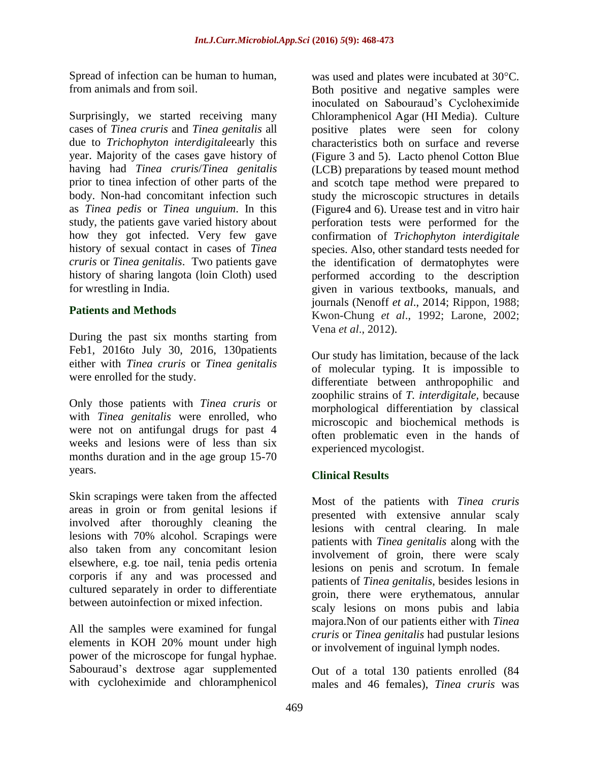Spread of infection can be human to human, from animals and from soil.

Surprisingly, we started receiving many cases of *Tinea cruris* and *Tinea genitalis* all due to *Trichophyton interdigitale*early this year. Majority of the cases gave history of having had *Tinea cruris*/*Tinea genitalis* prior to tinea infection of other parts of the body. Non-had concomitant infection such as *Tinea pedis* or *Tinea unguium*. In this study, the patients gave varied history about how they got infected. Very few gave history of sexual contact in cases of *Tinea cruris* or *Tinea genitalis*. Two patients gave history of sharing langota (loin Cloth) used for wrestling in India.

## Patients and Methods

During the past six months starting from Feb1, 2016to July 30, 2016, 130patients either with *Tinea cruris* or *Tinea genitalis* were enrolled for the study.

Only those patients with *Tinea cruris* or with *Tinea genitalis* were enrolled, who were not on antifungal drugs for past 4 weeks and lesions were of less than six months duration and in the age group 15-70 years.

Skin scrapings were taken from the affected areas in groin or from genital lesions if involved after thoroughly cleaning the lesions with 70% alcohol. Scrapings were also taken from any concomitant lesion elsewhere, e.g. toe nail, tenia pedis ortenia corporis if any and was processed and cultured separately in order to differentiate between autoinfection or mixed infection.

All the samples were examined for fungal elements in KOH 20% mount under high power of the microscope for fungal hyphae. Sabouraud's dextrose agar supplemented with cycloheximide and chloramphenicol was used and plates were incubated at 30°C. Both positive and negative samples were inoculated on Sabouraud's Cycloheximide Chloramphenicol Agar (HI Media). Culture positive plates were seen for colony characteristics both on surface and reverse (Figure 3 and 5). Lacto phenol Cotton Blue (LCB) preparations by teased mount method and scotch tape method were prepared to study the microscopic structures in details (Figure4 and 6). Urease test and in vitro hair perforation tests were performed for the confirmation of *Trichophyton interdigitale* species. Also, other standard tests needed for the identification of dermatophytes were performed according to the description given in various textbooks, manuals, and journals (Nenoff *et al*., 2014; Rippon, 1988; Kwon-Chung *et al*., 1992; Larone, 2002; Vena *et al*., 2012).

Our study has limitation, because of the lack of molecular typing. It is impossible to differentiate between anthropophilic and zoophilic strains of *T. interdigitale*, because morphological differentiation by classical microscopic and biochemical methods is often problematic even in the hands of experienced mycologist.

## Clinical Results

Most of the patients with *Tinea cruris* presented with extensive annular scaly lesions with central clearing. In male patients with *Tinea genitalis* along with the involvement of groin, there were scaly lesions on penis and scrotum. In female patients of *Tinea genitalis*, besides lesions in groin, there were erythematous, annular scaly lesions on mons pubis and labia majora.Non of our patients either with *Tinea cruris* or *Tinea genitalis* had pustular lesions or involvement of inguinal lymph nodes.

Out of a total 130 patients enrolled (84 males and 46 females), *Tinea cruris* was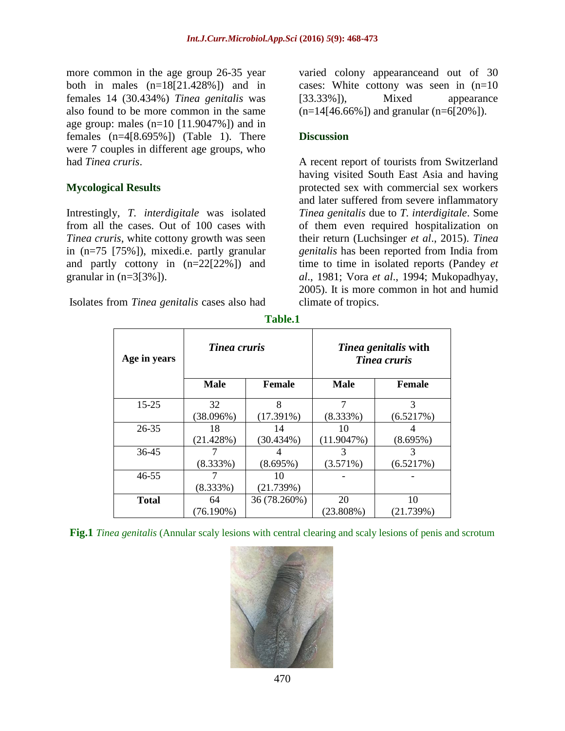more common in the age group 26-35 year both in males (n=18[21.428%]) and in females 14 (30.434%) *Tinea genitalis* was also found to be more common in the same age group: males (n=10 [11.9047%]) and in females (n=4[8.695%]) (Table 1). There were 7 couples in different age groups, who had *Tinea cruris*.

## Mycological Results

Intrestingly, *T. interdigitale* was isolated from all the cases. Out of 100 cases with *Tinea cruris*, white cottony growth was seen in (n=75 [75%]), mixedi.e. partly granular and partly cottony in (n=22[22%]) and granular in (n=3[3%]).

Isolates from *Tinea genitalis* cases also had varied colony appearanceand out of 30 cases: White cottony was seen in (n=10 [33.33%]), Mixed appearance (n=14[46.66%]) and granular (n=6[20%]).

## Discussion

A recent report of tourists from Switzerland having visited South East Asia and having protected sex with commercial sex workers and later suffered from severe inflammatory *Tinea genitalis* due to *T. interdigitale*. Some of them even required hospitalization on their return (Luchsinger *et al*., 2015). *Tinea genitalis* has been reported from India from time to time in isolated reports (Pandey *et al*., 1981; Vora *et al*., 1994; Mukopadhyay, 2005). It is more common in hot and humid climate of tropics.

**Table.1**

| Age in years | *Tinea cruris* | | *Tinea genitalis* with *Tinea cruris* | |
|---|---|---|---|---|
| | **Male** | **Female** | **Male** | **Female** |
| 15-25 | 32 (38.096%) | 8 (17.391%) | 7 (8.333%) | 3 (6.5217%) |
| 26-35 | 18 (21.428%) | 14 (30.434%) | 10 (11.9047%) | 4 (8.695%) |
| 36-45 | 7 (8.333%) | 4 (8.695%) | 3 (3.571%) | 3 (6.5217%) |
| 46-55 | 7 (8.333%) | 10 (21.739%) | - | - |
| **Total** | 64 (76.190%) | 36 (78.260%) | 20 (23.808%) | 10 (21.739%) |

**Fig.1** *Tinea genitalis* (Annular scaly lesions with central clearing and scaly lesions of penis and scrotum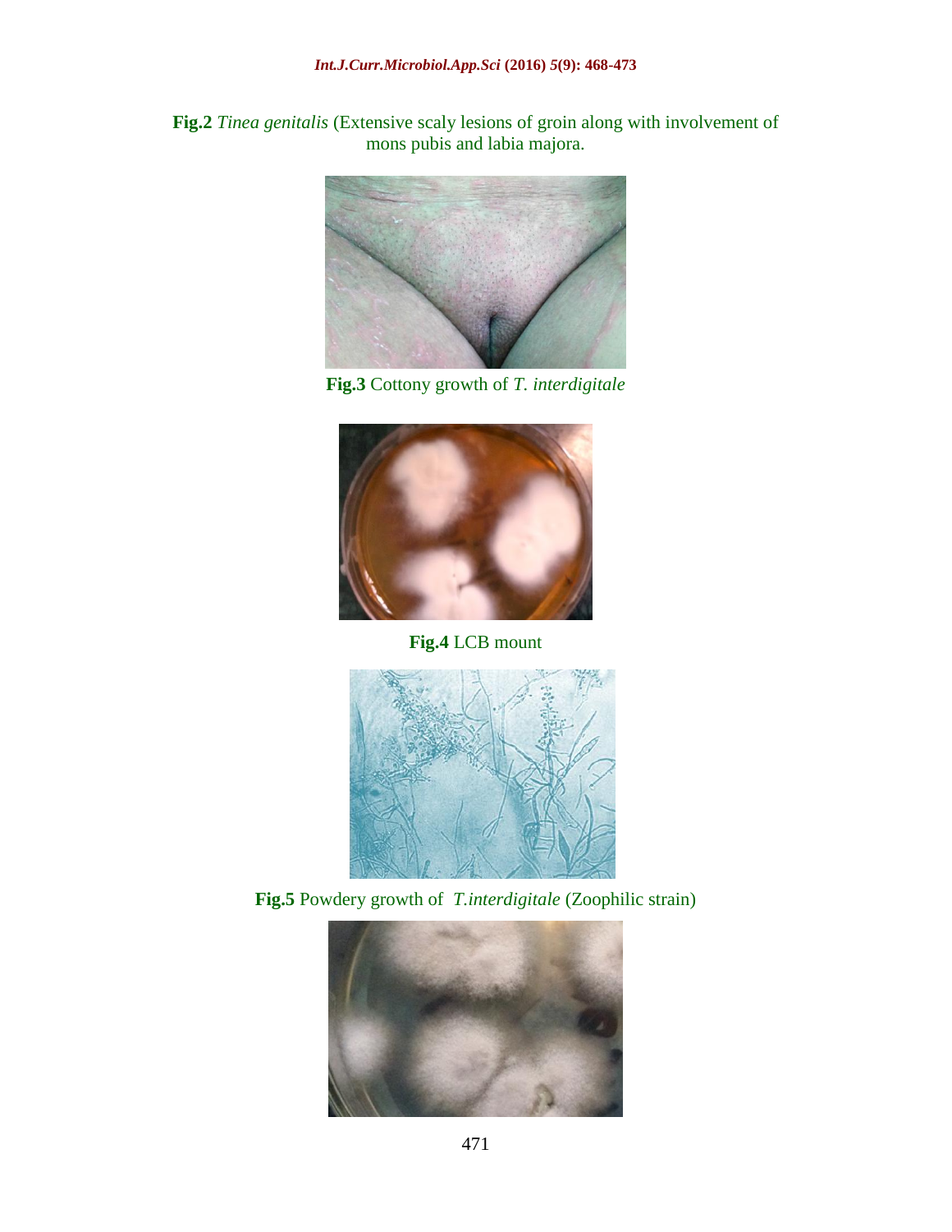**Fig.2** *Tinea genitalis* (Extensive scaly lesions of groin along with involvement of mons pubis and labia majora.

**Fig.3** Cottony growth of *T. interdigitale*

**Fig.4** LCB mount

**Fig.5** Powdery growth of *T.interdigitale* (Zoophilic strain)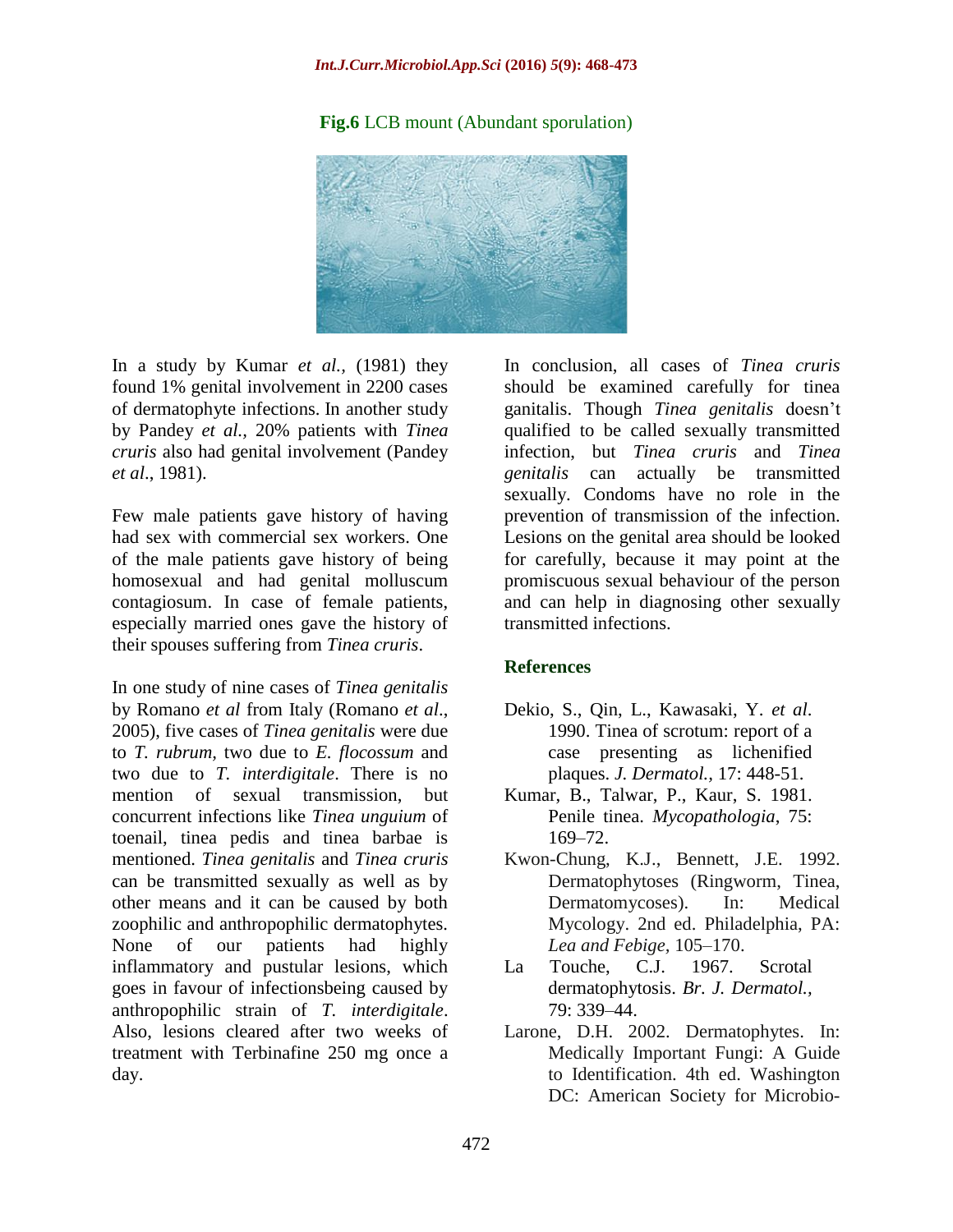**Fig.6** LCB mount (Abundant sporulation)

In a study by Kumar *et al.*, (1981) they found 1% genital involvement in 2200 cases of dermatophyte infections. In another study by Pandey *et al.*, 20% patients with *Tinea cruris* also had genital involvement (Pandey *et al*., 1981).

Few male patients gave history of having had sex with commercial sex workers. One of the male patients gave history of being homosexual and had genital molluscum contagiosum. In case of female patients, especially married ones gave the history of their spouses suffering from *Tinea cruris*.

In one study of nine cases of *Tinea genitalis* by Romano *et al* from Italy (Romano *et al*., 2005), five cases of *Tinea genitalis* were due to *T. rubrum,* two due to *E. flocossum* and two due to *T. interdigitale*. There is no mention of sexual transmission, but concurrent infections like *Tinea unguium* of toenail, tinea pedis and tinea barbae is mentioned. *Tinea genitalis* and *Tinea cruris* can be transmitted sexually as well as by other means and it can be caused by both zoophilic and anthropophilic dermatophytes. None of our patients had highly inflammatory and pustular lesions, which goes in favour of infectionsbeing caused by anthropophilic strain of *T. interdigitale*. Also, lesions cleared after two weeks of treatment with Terbinafine 250 mg once a day.

In conclusion, all cases of *Tinea cruris* should be examined carefully for tinea ganitalis. Though *Tinea genitalis* doesn't qualified to be called sexually transmitted infection, but *Tinea cruris* and *Tinea genitalis* can actually be transmitted sexually. Condoms have no role in the prevention of transmission of the infection. Lesions on the genital area should be looked for carefully, because it may point at the promiscuous sexual behaviour of the person and can help in diagnosing other sexually transmitted infections.

## References

- Dekio, S., Qin, L., Kawasaki, Y. *et al*. 1990. Tinea of scrotum: report of a case presenting as lichenified plaques. *J. Dermatol.,* 17: 448-51.
- Kumar, B., Talwar, P., Kaur, S. 1981. Penile tinea. *Mycopathologia*, 75: 169–72.
- Kwon-Chung, K.J., Bennett, J.E. 1992. Dermatophytoses (Ringworm, Tinea, Dermatomycoses). In: Medical Mycology. 2nd ed. Philadelphia, PA: *Lea and Febige,* 105–170.
- La Touche, C.J. 1967. Scrotal dermatophytosis. *Br. J. Dermatol.,* 79: 339–44.
- Larone, D.H. 2002. Dermatophytes. In: Medically Important Fungi: A Guide to Identification. 4th ed. Washington DC: American Society for Microbio-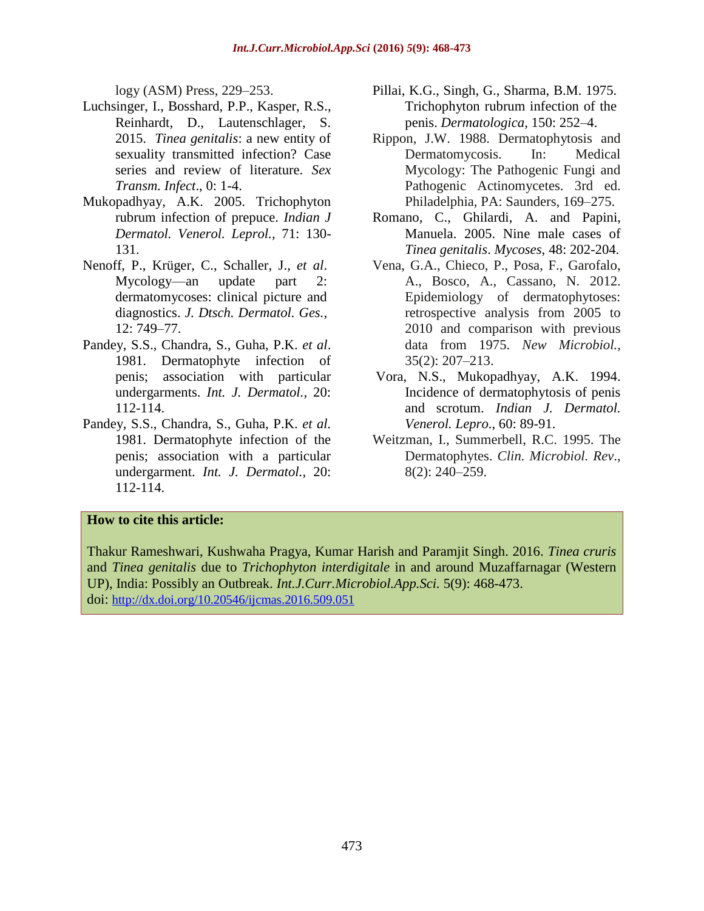logy (ASM) Press, 229–253.

Luchsinger, I., Bosshard, P.P., Kasper, R.S., Reinhardt, D., Lautenschlager, S. 2015. *Tinea genitalis*: a new entity of sexuality transmitted infection? Case series and review of literature. *Sex Transm. Infect*., 0: 1-4.

Mukopadhyay, A.K. 2005. Trichophyton rubrum infection of prepuce. *Indian J Dermatol. Venerol. Leprol.,* 71: 130-131.

Nenoff, P., Krüger, C., Schaller, J., *et al*. Mycology—an update part 2: dermatomycoses: clinical picture and diagnostics. *J. Dtsch. Dermatol. Ges.,* 12: 749–77.

Pandey, S.S., Chandra, S., Guha, P.K. *et al*. 1981. Dermatophyte infection of penis; association with particular undergarments. *Int. J. Dermatol.,* 20: 112-114.

Pandey, S.S., Chandra, S., Guha, P.K. *et al*. 1981. Dermatophyte infection of the penis; association with a particular undergarment. *Int. J. Dermatol.,* 20: 112-114.

Pillai, K.G., Singh, G., Sharma, B.M. 1975. Trichophyton rubrum infection of the penis. *Dermatologica,* 150: 252–4.

Rippon, J.W. 1988. Dermatophytosis and Dermatomycosis. In: Medical Mycology: The Pathogenic Fungi and Pathogenic Actinomycetes. 3rd ed. Philadelphia, PA: Saunders, 169–275.

Romano, C., Ghilardi, A. and Papini, Manuela. 2005. Nine male cases of *Tinea genitalis*. *Mycoses,* 48: 202-204.

Vena, G.A., Chieco, P., Posa, F., Garofalo, A., Bosco, A., Cassano, N. 2012. Epidemiology of dermatophytoses: retrospective analysis from 2005 to 2010 and comparison with previous data from 1975. *New Microbiol.*, 35(2): 207–213.

Vora, N.S., Mukopadhyay, A.K. 1994. Incidence of dermatophytosis of penis and scrotum. *Indian J. Dermatol. Venerol. Lepro*., 60: 89-91.

Weitzman, I., Summerbell, R.C. 1995. The Dermatophytes. *Clin. Microbiol. Rev*., 8(2): 240–259.

**How to cite this article:**

Thakur Rameshwari, Kushwaha Pragya, Kumar Harish and Paramjit Singh. 2016. *Tinea cruris* and *Tinea genitalis* due to *Trichophyton interdigitale* in and around Muzaffarnagar (Western UP), India: Possibly an Outbreak. *Int.J.Curr.Microbiol.App.Sci.* 5(9): 468-473.
doi: http://dx.doi.org/10.20546/ijcmas.2016.509.051